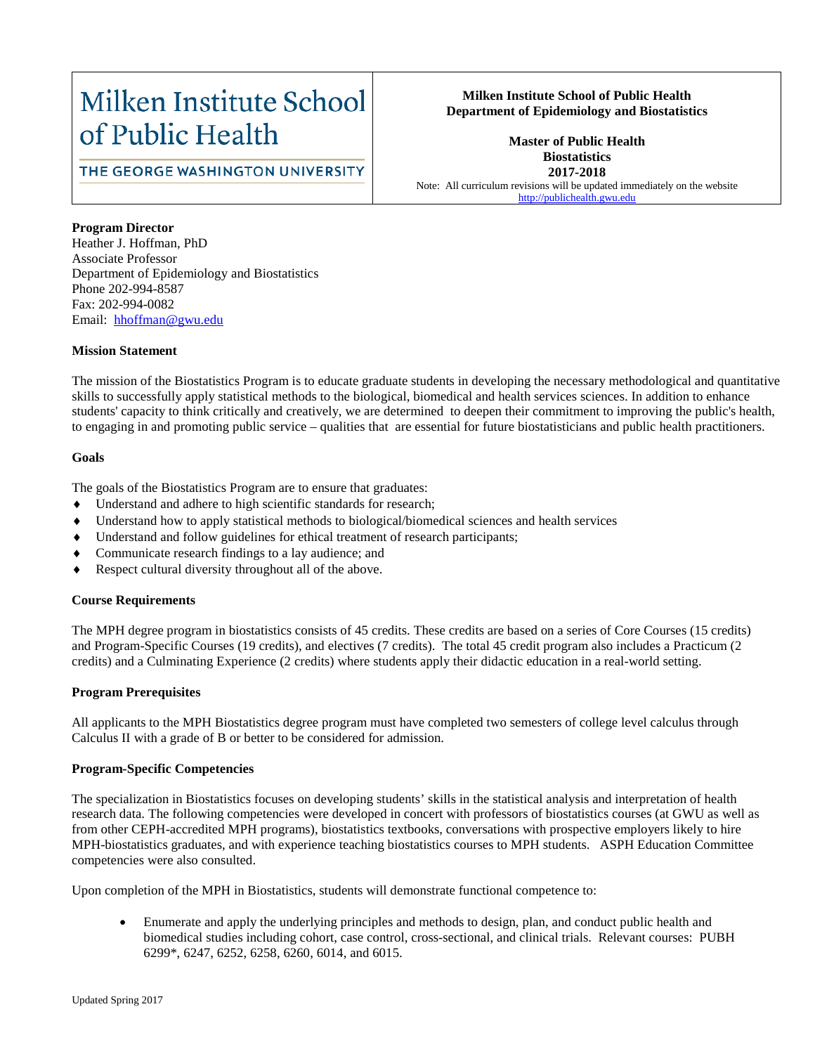| Milken Institute School of Public Health<br>THE GEORGE WASHINGTON UNIVERSITY | **Milken Institute School of Public Health**<br>**Department of Epidemiology and Biostatistics**<br><br>**Master of Public Health**<br>**Biostatistics**<br>**2017-2018**<br>Note: All curriculum revisions will be updated immediately on the website<br>http://publichealth.gwu.edu |
|---|---|

**Program Director**
Heather J. Hoffman, PhD
Associate Professor
Department of Epidemiology and Biostatistics
Phone 202-994-8587
Fax: 202-994-0082
Email: hhoffman@gwu.edu

**Mission Statement**

The mission of the Biostatistics Program is to educate graduate students in developing the necessary methodological and quantitative skills to successfully apply statistical methods to the biological, biomedical and health services sciences. In addition to enhance students' capacity to think critically and creatively, we are determined to deepen their commitment to improving the public's health, to engaging in and promoting public service – qualities that are essential for future biostatisticians and public health practitioners.

**Goals**

The goals of the Biostatistics Program are to ensure that graduates:

- Understand and adhere to high scientific standards for research;
- Understand how to apply statistical methods to biological/biomedical sciences and health services
- Understand and follow guidelines for ethical treatment of research participants;
- Communicate research findings to a lay audience; and
- Respect cultural diversity throughout all of the above.

**Course Requirements**

The MPH degree program in biostatistics consists of 45 credits. These credits are based on a series of Core Courses (15 credits) and Program-Specific Courses (19 credits), and electives (7 credits). The total 45 credit program also includes a Practicum (2 credits) and a Culminating Experience (2 credits) where students apply their didactic education in a real-world setting.

**Program Prerequisites**

All applicants to the MPH Biostatistics degree program must have completed two semesters of college level calculus through Calculus II with a grade of B or better to be considered for admission.

**Program-Specific Competencies**

The specialization in Biostatistics focuses on developing students' skills in the statistical analysis and interpretation of health research data. The following competencies were developed in concert with professors of biostatistics courses (at GWU as well as from other CEPH-accredited MPH programs), biostatistics textbooks, conversations with prospective employers likely to hire MPH-biostatistics graduates, and with experience teaching biostatistics courses to MPH students. ASPH Education Committee competencies were also consulted.

Upon completion of the MPH in Biostatistics, students will demonstrate functional competence to:

- Enumerate and apply the underlying principles and methods to design, plan, and conduct public health and biomedical studies including cohort, case control, cross-sectional, and clinical trials. Relevant courses: PUBH 6299*, 6247, 6252, 6258, 6260, 6014, and 6015.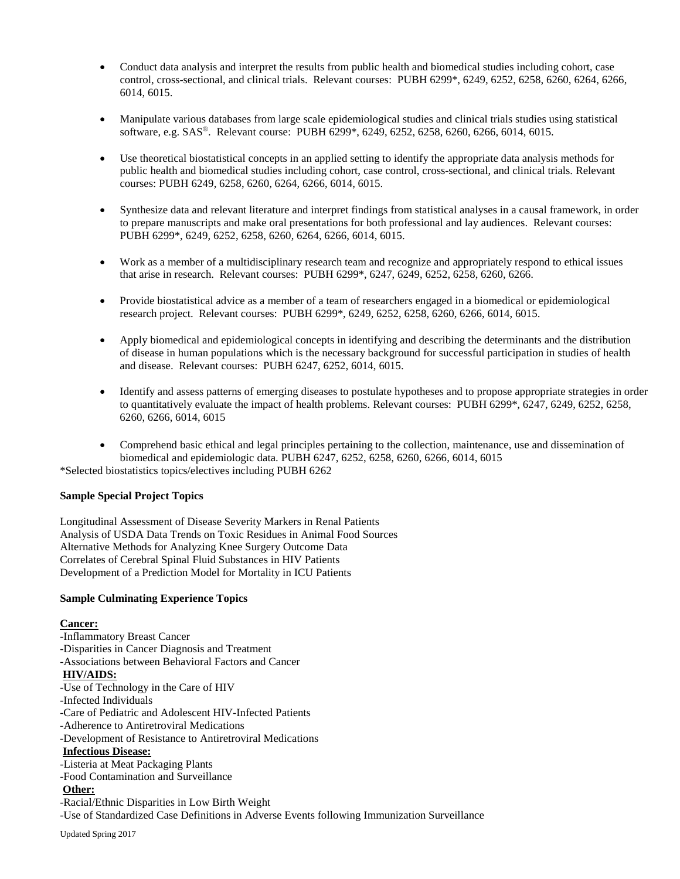- Conduct data analysis and interpret the results from public health and biomedical studies including cohort, case control, cross-sectional, and clinical trials. Relevant courses: PUBH 6299*, 6249, 6252, 6258, 6260, 6264, 6266, 6014, 6015.

- Manipulate various databases from large scale epidemiological studies and clinical trials studies using statistical software, e.g. SAS®. Relevant course: PUBH 6299*, 6249, 6252, 6258, 6260, 6266, 6014, 6015.

- Use theoretical biostatistical concepts in an applied setting to identify the appropriate data analysis methods for public health and biomedical studies including cohort, case control, cross-sectional, and clinical trials. Relevant courses: PUBH 6249, 6258, 6260, 6264, 6266, 6014, 6015.

- Synthesize data and relevant literature and interpret findings from statistical analyses in a causal framework, in order to prepare manuscripts and make oral presentations for both professional and lay audiences. Relevant courses: PUBH 6299*, 6249, 6252, 6258, 6260, 6264, 6266, 6014, 6015.

- Work as a member of a multidisciplinary research team and recognize and appropriately respond to ethical issues that arise in research. Relevant courses: PUBH 6299*, 6247, 6249, 6252, 6258, 6260, 6266.

- Provide biostatistical advice as a member of a team of researchers engaged in a biomedical or epidemiological research project. Relevant courses: PUBH 6299*, 6249, 6252, 6258, 6260, 6266, 6014, 6015.

- Apply biomedical and epidemiological concepts in identifying and describing the determinants and the distribution of disease in human populations which is the necessary background for successful participation in studies of health and disease. Relevant courses: PUBH 6247, 6252, 6014, 6015.

- Identify and assess patterns of emerging diseases to postulate hypotheses and to propose appropriate strategies in order to quantitatively evaluate the impact of health problems. Relevant courses: PUBH 6299*, 6247, 6249, 6252, 6258, 6260, 6266, 6014, 6015

- Comprehend basic ethical and legal principles pertaining to the collection, maintenance, use and dissemination of biomedical and epidemiologic data. PUBH 6247, 6252, 6258, 6260, 6266, 6014, 6015

*Selected biostatistics topics/electives including PUBH 6262

**Sample Special Project Topics**

Longitudinal Assessment of Disease Severity Markers in Renal Patients
Analysis of USDA Data Trends on Toxic Residues in Animal Food Sources
Alternative Methods for Analyzing Knee Surgery Outcome Data
Correlates of Cerebral Spinal Fluid Substances in HIV Patients
Development of a Prediction Model for Mortality in ICU Patients

**Sample Culminating Experience Topics**

**Cancer:**
-Inflammatory Breast Cancer
-Disparities in Cancer Diagnosis and Treatment
-Associations between Behavioral Factors and Cancer

**HIV/AIDS:**
-Use of Technology in the Care of HIV
-Infected Individuals
-Care of Pediatric and Adolescent HIV-Infected Patients
-Adherence to Antiretroviral Medications
-Development of Resistance to Antiretroviral Medications

**Infectious Disease:**
-Listeria at Meat Packaging Plants
-Food Contamination and Surveillance

**Other:**
-Racial/Ethnic Disparities in Low Birth Weight
-Use of Standardized Case Definitions in Adverse Events following Immunization Surveillance

Updated Spring 2017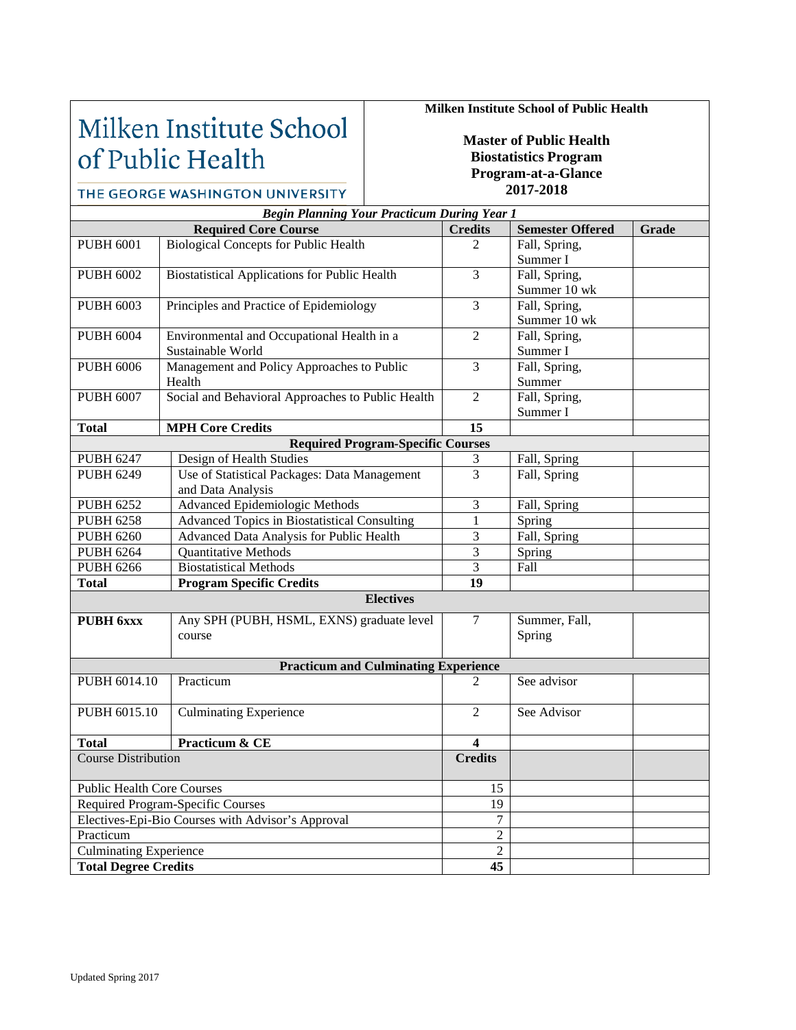Milken Institute School of Public Health

THE GEORGE WASHINGTON UNIVERSITY

**Milken Institute School of Public Health**

**Master of Public Health**
**Biostatistics Program**
**Program-at-a-Glance**
**2017-2018**

***Begin Planning Your Practicum During Year 1***

| Required Core Course | | Credits | Semester Offered | Grade |
|---|---|---|---|---|
| PUBH 6001 | Biological Concepts for Public Health | 2 | Fall, Spring, Summer I | |
| PUBH 6002 | Biostatistical Applications for Public Health | 3 | Fall, Spring, Summer 10 wk | |
| PUBH 6003 | Principles and Practice of Epidemiology | 3 | Fall, Spring, Summer 10 wk | |
| PUBH 6004 | Environmental and Occupational Health in a Sustainable World | 2 | Fall, Spring, Summer I | |
| PUBH 6006 | Management and Policy Approaches to Public Health | 3 | Fall, Spring, Summer | |
| PUBH 6007 | Social and Behavioral Approaches to Public Health | 2 | Fall, Spring, Summer I | |
| **Total** | **MPH Core Credits** | **15** | | |
| **Required Program-Specific Courses** | | | | |
| PUBH 6247 | Design of Health Studies | 3 | Fall, Spring | |
| PUBH 6249 | Use of Statistical Packages: Data Management and Data Analysis | 3 | Fall, Spring | |
| PUBH 6252 | Advanced Epidemiologic Methods | 3 | Fall, Spring | |
| PUBH 6258 | Advanced Topics in Biostatistical Consulting | 1 | Spring | |
| PUBH 6260 | Advanced Data Analysis for Public Health | 3 | Fall, Spring | |
| PUBH 6264 | Quantitative Methods | 3 | Spring | |
| PUBH 6266 | Biostatistical Methods | 3 | Fall | |
| **Total** | **Program Specific Credits** | **19** | | |
| **Electives** | | | | |
| **PUBH 6xxx** | Any SPH (PUBH, HSML, EXNS) graduate level course | 7 | Summer, Fall, Spring | |
| **Practicum and Culminating Experience** | | | | |
| PUBH 6014.10 | Practicum | 2 | See advisor | |
| PUBH 6015.10 | Culminating Experience | 2 | See Advisor | |
| **Total** | **Practicum & CE** | **4** | | |

| Course Distribution | Credits | | |
|---|---|---|---|
| Public Health Core Courses | 15 | | |
| Required Program-Specific Courses | 19 | | |
| Electives-Epi-Bio Courses with Advisor's Approval | 7 | | |
| Practicum | 2 | | |
| Culminating Experience | 2 | | |
| **Total Degree Credits** | **45** | | |

Updated Spring 2017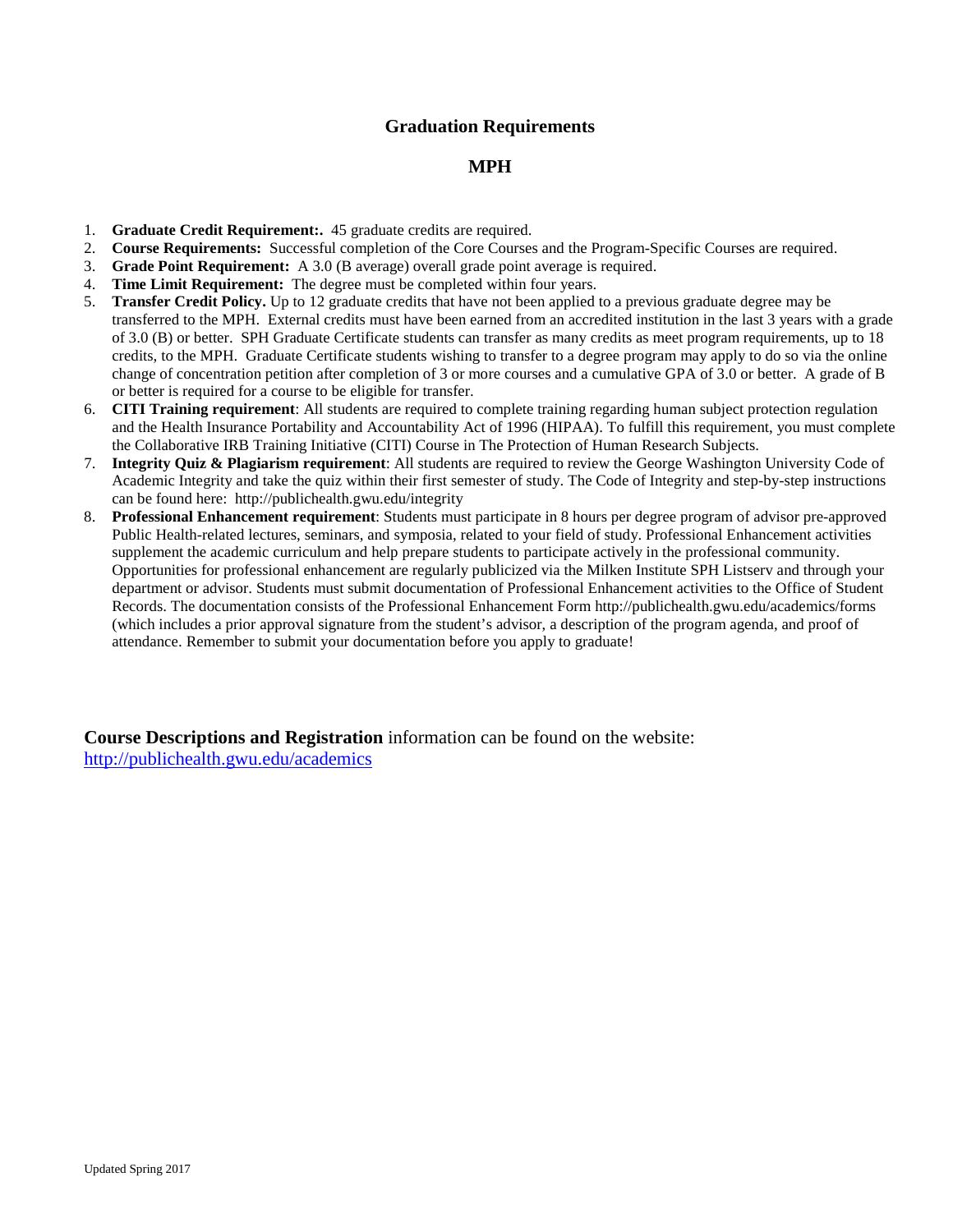## Graduation Requirements

## MPH

1. **Graduate Credit Requirement:.** 45 graduate credits are required.
2. **Course Requirements:** Successful completion of the Core Courses and the Program-Specific Courses are required.
3. **Grade Point Requirement:** A 3.0 (B average) overall grade point average is required.
4. **Time Limit Requirement:** The degree must be completed within four years.
5. **Transfer Credit Policy.** Up to 12 graduate credits that have not been applied to a previous graduate degree may be transferred to the MPH. External credits must have been earned from an accredited institution in the last 3 years with a grade of 3.0 (B) or better. SPH Graduate Certificate students can transfer as many credits as meet program requirements, up to 18 credits, to the MPH. Graduate Certificate students wishing to transfer to a degree program may apply to do so via the online change of concentration petition after completion of 3 or more courses and a cumulative GPA of 3.0 or better. A grade of B or better is required for a course to be eligible for transfer.
6. **CITI Training requirement**: All students are required to complete training regarding human subject protection regulation and the Health Insurance Portability and Accountability Act of 1996 (HIPAA). To fulfill this requirement, you must complete the Collaborative IRB Training Initiative (CITI) Course in The Protection of Human Research Subjects.
7. **Integrity Quiz & Plagiarism requirement**: All students are required to review the George Washington University Code of Academic Integrity and take the quiz within their first semester of study. The Code of Integrity and step-by-step instructions can be found here: http://publichealth.gwu.edu/integrity
8. **Professional Enhancement requirement**: Students must participate in 8 hours per degree program of advisor pre-approved Public Health-related lectures, seminars, and symposia, related to your field of study. Professional Enhancement activities supplement the academic curriculum and help prepare students to participate actively in the professional community. Opportunities for professional enhancement are regularly publicized via the Milken Institute SPH Listserv and through your department or advisor. Students must submit documentation of Professional Enhancement activities to the Office of Student Records. The documentation consists of the Professional Enhancement Form http://publichealth.gwu.edu/academics/forms (which includes a prior approval signature from the student's advisor, a description of the program agenda, and proof of attendance. Remember to submit your documentation before you apply to graduate!

**Course Descriptions and Registration** information can be found on the website: http://publichealth.gwu.edu/academics

Updated Spring 2017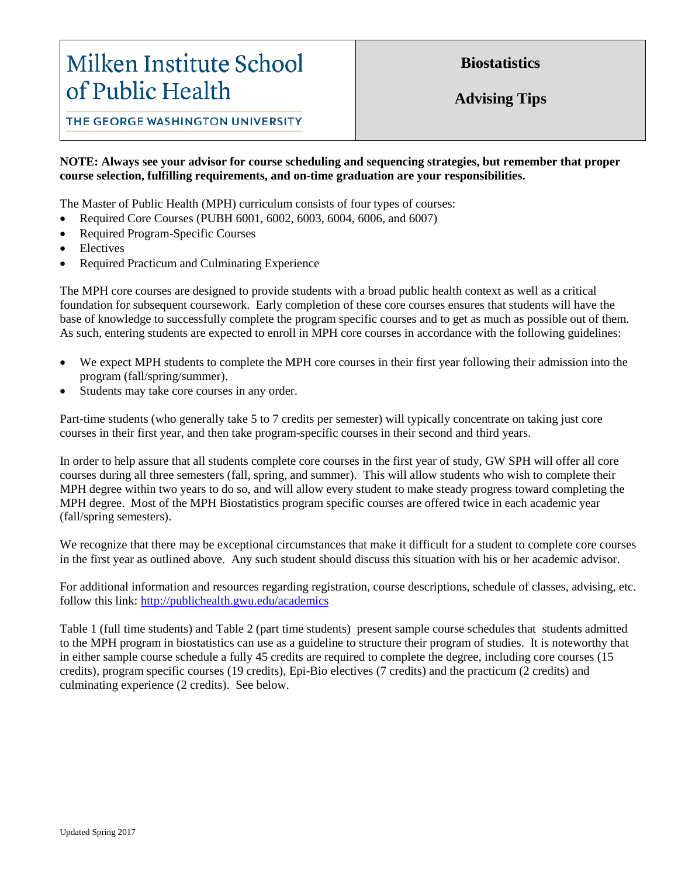# Milken Institute School of Public Health

THE GEORGE WASHINGTON UNIVERSITY

**Biostatistics**

**Advising Tips**

**NOTE: Always see your advisor for course scheduling and sequencing strategies, but remember that proper course selection, fulfilling requirements, and on-time graduation are your responsibilities.**

The Master of Public Health (MPH) curriculum consists of four types of courses:

- Required Core Courses (PUBH 6001, 6002, 6003, 6004, 6006, and 6007)
- Required Program-Specific Courses
- Electives
- Required Practicum and Culminating Experience

The MPH core courses are designed to provide students with a broad public health context as well as a critical foundation for subsequent coursework. Early completion of these core courses ensures that students will have the base of knowledge to successfully complete the program specific courses and to get as much as possible out of them. As such, entering students are expected to enroll in MPH core courses in accordance with the following guidelines:

- We expect MPH students to complete the MPH core courses in their first year following their admission into the program (fall/spring/summer).
- Students may take core courses in any order.

Part-time students (who generally take 5 to 7 credits per semester) will typically concentrate on taking just core courses in their first year, and then take program-specific courses in their second and third years.

In order to help assure that all students complete core courses in the first year of study, GW SPH will offer all core courses during all three semesters (fall, spring, and summer). This will allow students who wish to complete their MPH degree within two years to do so, and will allow every student to make steady progress toward completing the MPH degree. Most of the MPH Biostatistics program specific courses are offered twice in each academic year (fall/spring semesters).

We recognize that there may be exceptional circumstances that make it difficult for a student to complete core courses in the first year as outlined above. Any such student should discuss this situation with his or her academic advisor.

For additional information and resources regarding registration, course descriptions, schedule of classes, advising, etc. follow this link: [http://publichealth.gwu.edu/academics](http://publichealth.gwu.edu/academics)

Table 1 (full time students) and Table 2 (part time students) present sample course schedules that students admitted to the MPH program in biostatistics can use as a guideline to structure their program of studies. It is noteworthy that in either sample course schedule a fully 45 credits are required to complete the degree, including core courses (15 credits), program specific courses (19 credits), Epi-Bio electives (7 credits) and the practicum (2 credits) and culminating experience (2 credits). See below.

Updated Spring 2017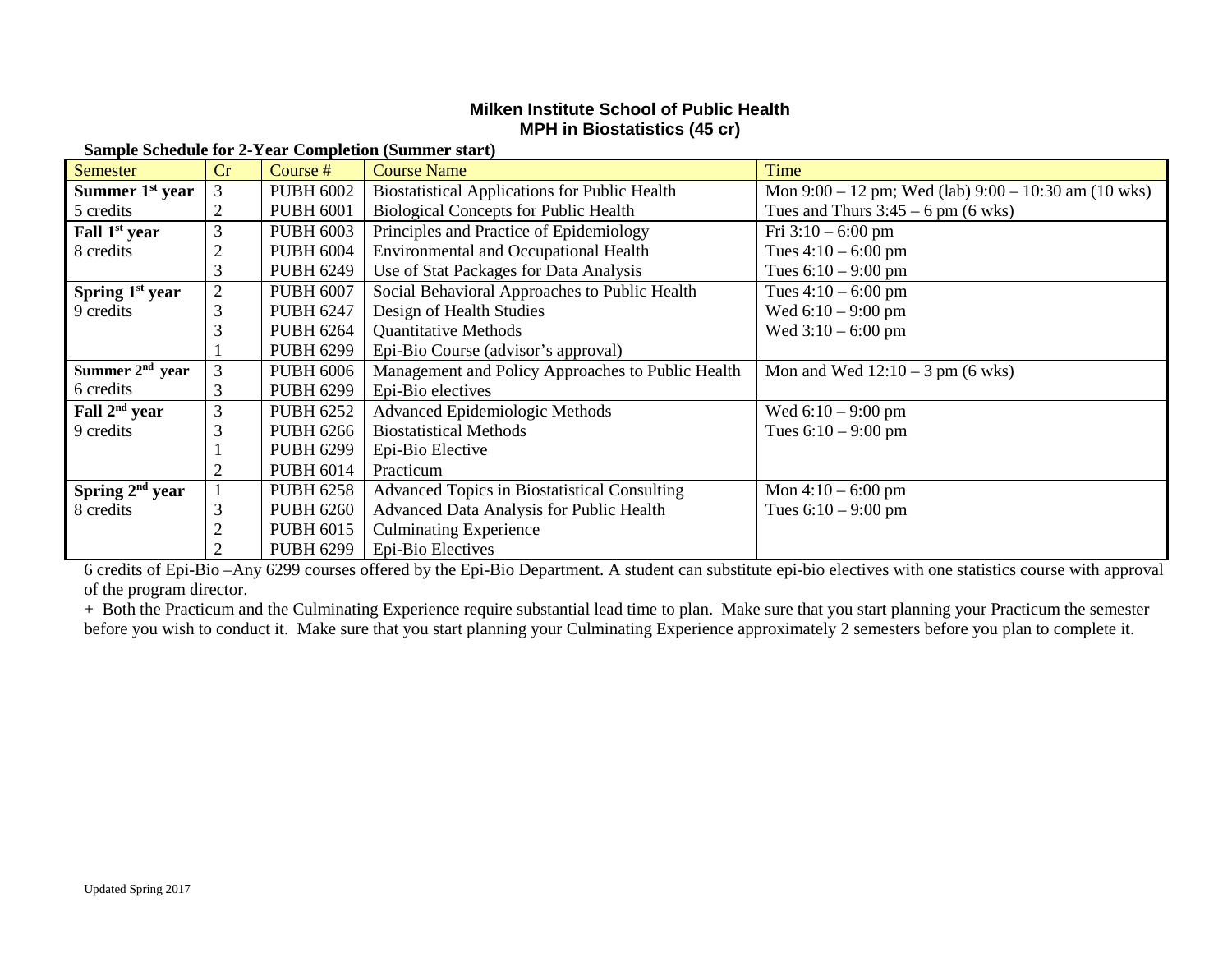# Milken Institute School of Public Health

## MPH in Biostatistics (45 cr)

**Sample Schedule for 2-Year Completion (Summer start)**

| Semester | Cr | Course # | Course Name | Time |
|---|---|---|---|---|
| **Summer 1st year** | 3 | PUBH 6002 | Biostatistical Applications for Public Health | Mon 9:00 – 12 pm; Wed (lab) 9:00 – 10:30 am (10 wks) |
| 5 credits | 2 | PUBH 6001 | Biological Concepts for Public Health | Tues and Thurs 3:45 – 6 pm (6 wks) |
| **Fall 1st year** | 3 | PUBH 6003 | Principles and Practice of Epidemiology | Fri 3:10 – 6:00 pm |
| 8 credits | 2 | PUBH 6004 | Environmental and Occupational Health | Tues 4:10 – 6:00 pm |
| | 3 | PUBH 6249 | Use of Stat Packages for Data Analysis | Tues 6:10 – 9:00 pm |
| **Spring 1st year** | 2 | PUBH 6007 | Social Behavioral Approaches to Public Health | Tues 4:10 – 6:00 pm |
| 9 credits | 3 | PUBH 6247 | Design of Health Studies | Wed 6:10 – 9:00 pm |
| | 3 | PUBH 6264 | Quantitative Methods | Wed 3:10 – 6:00 pm |
| | 1 | PUBH 6299 | Epi-Bio Course (advisor's approval) | |
| **Summer 2nd year** | 3 | PUBH 6006 | Management and Policy Approaches to Public Health | Mon and Wed 12:10 – 3 pm (6 wks) |
| 6 credits | 3 | PUBH 6299 | Epi-Bio electives | |
| **Fall 2nd year** | 3 | PUBH 6252 | Advanced Epidemiologic Methods | Wed 6:10 – 9:00 pm |
| 9 credits | 3 | PUBH 6266 | Biostatistical Methods | Tues 6:10 – 9:00 pm |
| | 1 | PUBH 6299 | Epi-Bio Elective | |
| | 2 | PUBH 6014 | Practicum | |
| **Spring 2nd year** | 1 | PUBH 6258 | Advanced Topics in Biostatistical Consulting | Mon 4:10 – 6:00 pm |
| 8 credits | 3 | PUBH 6260 | Advanced Data Analysis for Public Health | Tues 6:10 – 9:00 pm |
| | 2 | PUBH 6015 | Culminating Experience | |
| | 2 | PUBH 6299 | Epi-Bio Electives | |

6 credits of Epi-Bio –Any 6299 courses offered by the Epi-Bio Department. A student can substitute epi-bio electives with one statistics course with approval of the program director.

+ Both the Practicum and the Culminating Experience require substantial lead time to plan. Make sure that you start planning your Practicum the semester before you wish to conduct it. Make sure that you start planning your Culminating Experience approximately 2 semesters before you plan to complete it.

Updated Spring 2017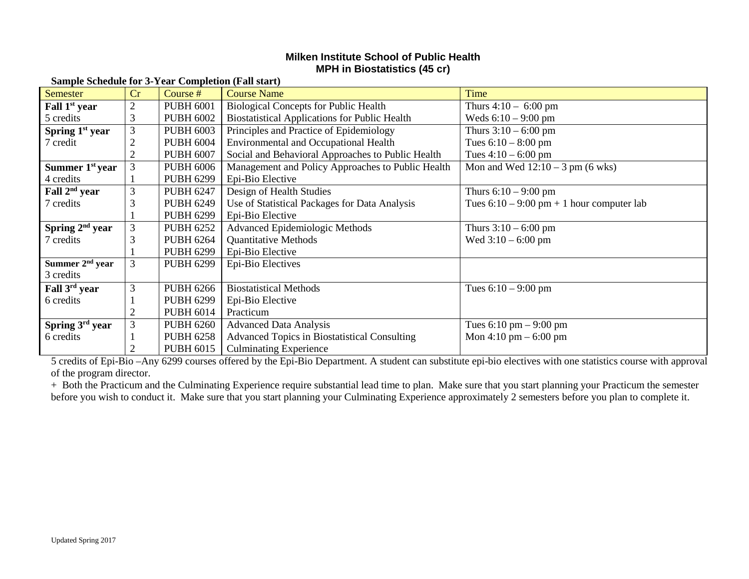**Milken Institute School of Public Health**
**MPH in Biostatistics (45 cr)**

**Sample Schedule for 3-Year Completion (Fall start)**

| Semester | Cr | Course # | Course Name | Time |
|---|---|---|---|---|
| **Fall 1st year** | 2 | PUBH 6001 | Biological Concepts for Public Health | Thurs 4:10 – 6:00 pm |
| 5 credits | 3 | PUBH 6002 | Biostatistical Applications for Public Health | Weds 6:10 – 9:00 pm |
| **Spring 1st year** | 3 | PUBH 6003 | Principles and Practice of Epidemiology | Thurs 3:10 – 6:00 pm |
| 7 credit | 2 | PUBH 6004 | Environmental and Occupational Health | Tues 6:10 – 8:00 pm |
| | 2 | PUBH 6007 | Social and Behavioral Approaches to Public Health | Tues 4:10 – 6:00 pm |
| **Summer 1st year** | 3 | PUBH 6006 | Management and Policy Approaches to Public Health | Mon and Wed 12:10 – 3 pm (6 wks) |
| 4 credits | 1 | PUBH 6299 | Epi-Bio Elective | |
| **Fall 2nd year** | 3 | PUBH 6247 | Design of Health Studies | Thurs 6:10 – 9:00 pm |
| 7 credits | 3 | PUBH 6249 | Use of Statistical Packages for Data Analysis | Tues 6:10 – 9:00 pm + 1 hour computer lab |
| | 1 | PUBH 6299 | Epi-Bio Elective | |
| **Spring 2nd year** | 3 | PUBH 6252 | Advanced Epidemiologic Methods | Thurs 3:10 – 6:00 pm |
| 7 credits | 3 | PUBH 6264 | Quantitative Methods | Wed 3:10 – 6:00 pm |
| | 1 | PUBH 6299 | Epi-Bio Elective | |
| **Summer 2nd year** 3 credits | 3 | PUBH 6299 | Epi-Bio Electives | |
| **Fall 3rd year** | 3 | PUBH 6266 | Biostatistical Methods | Tues 6:10 – 9:00 pm |
| 6 credits | 1 | PUBH 6299 | Epi-Bio Elective | |
| | 2 | PUBH 6014 | Practicum | |
| **Spring 3rd year** | 3 | PUBH 6260 | Advanced Data Analysis | Tues 6:10 pm – 9:00 pm |
| 6 credits | 1 | PUBH 6258 | Advanced Topics in Biostatistical Consulting | Mon 4:10 pm – 6:00 pm |
| | 2 | PUBH 6015 | Culminating Experience | |

5 credits of Epi-Bio –Any 6299 courses offered by the Epi-Bio Department. A student can substitute epi-bio electives with one statistics course with approval of the program director.

+ Both the Practicum and the Culminating Experience require substantial lead time to plan. Make sure that you start planning your Practicum the semester before you wish to conduct it. Make sure that you start planning your Culminating Experience approximately 2 semesters before you plan to complete it.

Updated Spring 2017